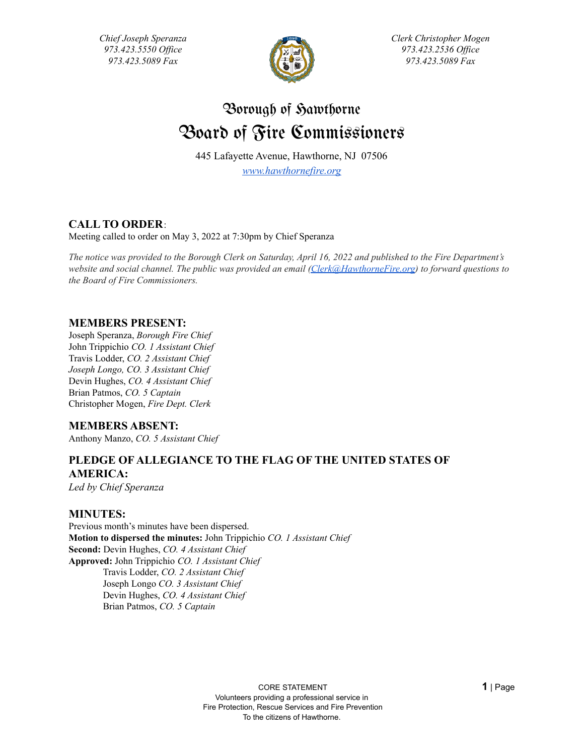*Chief Joseph Speranza*
*973.423.5550 Office*
*973.423.5089 Fax*

*Clerk Christopher Mogen*
*973.423.2536 Office*
*973.423.5089 Fax*

# Borough of Hawthorne
# Board of Fire Commissioners

445 Lafayette Avenue, Hawthorne, NJ 07506

*www.hawthornefire.org*

## CALL TO ORDER:

Meeting called to order on May 3, 2022 at 7:30pm by Chief Speranza

*The notice was provided to the Borough Clerk on Saturday, April 16, 2022 and published to the Fire Department's website and social channel. The public was provided an email (Clerk@HawthorneFire.org) to forward questions to the Board of Fire Commissioners.*

## MEMBERS PRESENT:

Joseph Speranza, *Borough Fire Chief*
John Trippichio *CO. 1 Assistant Chief*
Travis Lodder, *CO. 2 Assistant Chief*
*Joseph Longo, CO. 3 Assistant Chief*
Devin Hughes, *CO. 4 Assistant Chief*
Brian Patmos, *CO. 5 Captain*
Christopher Mogen, *Fire Dept. Clerk*

## MEMBERS ABSENT:

Anthony Manzo, *CO. 5 Assistant Chief*

## PLEDGE OF ALLEGIANCE TO THE FLAG OF THE UNITED STATES OF AMERICA:

*Led by Chief Speranza*

## MINUTES:

Previous month's minutes have been dispersed.
**Motion to dispersed the minutes:** John Trippichio *CO. 1 Assistant Chief*
**Second:** Devin Hughes, *CO. 4 Assistant Chief*
**Approved:** John Trippichio *CO. 1 Assistant Chief*
Travis Lodder, *CO. 2 Assistant Chief*
Joseph Longo *CO. 3 Assistant Chief*
Devin Hughes, *CO. 4 Assistant Chief*
Brian Patmos, *CO. 5 Captain*

CORE STATEMENT
Volunteers providing a professional service in
Fire Protection, Rescue Services and Fire Prevention
To the citizens of Hawthorne.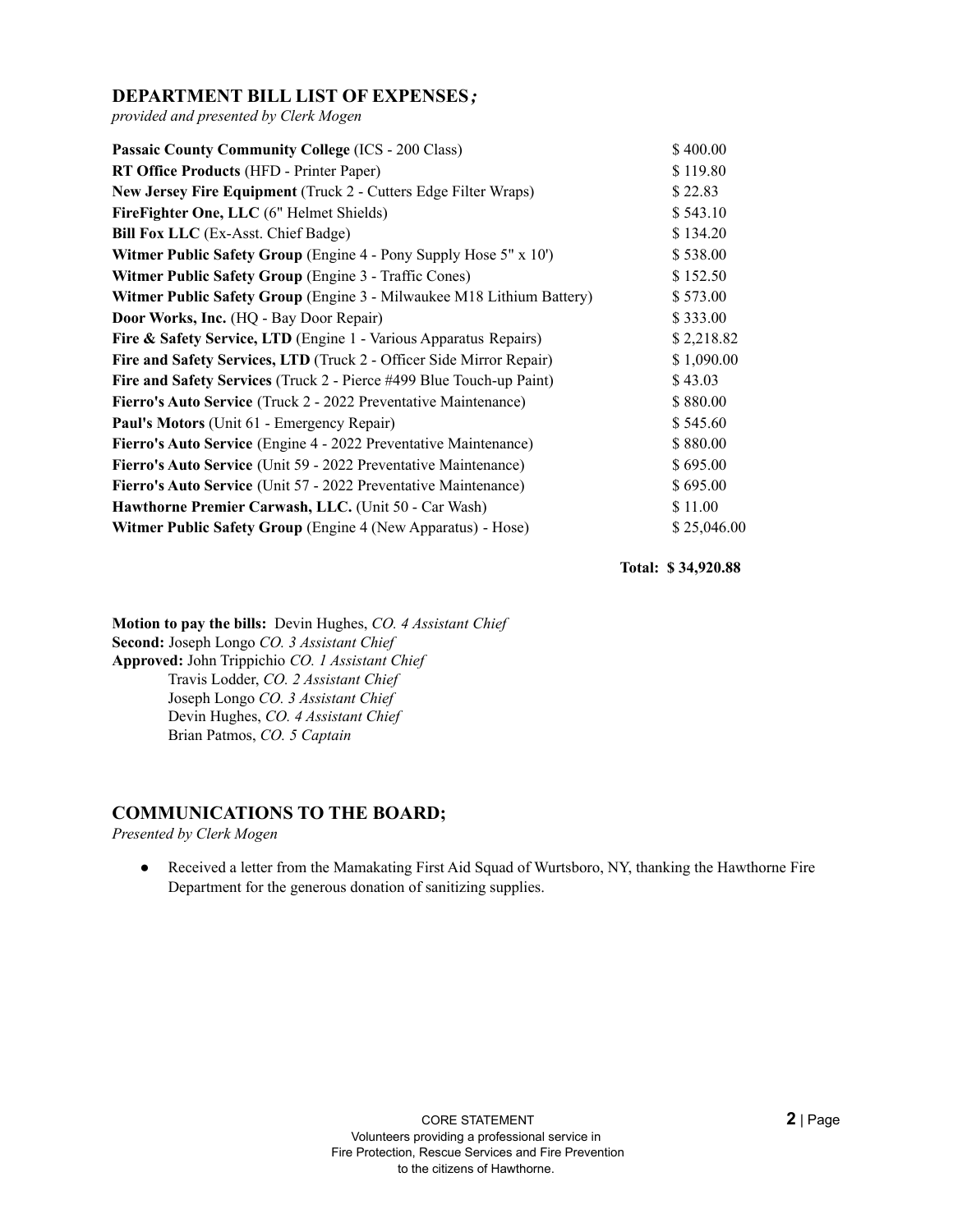## DEPARTMENT BILL LIST OF EXPENSES***;***

*provided and presented by Clerk Mogen*

| | |
|---|---|
| **Passaic County Community College** (ICS - 200 Class) | $ 400.00 |
| **RT Office Products** (HFD - Printer Paper) | $ 119.80 |
| **New Jersey Fire Equipment** (Truck 2 - Cutters Edge Filter Wraps) | $ 22.83 |
| **FireFighter One, LLC** (6" Helmet Shields) | $ 543.10 |
| **Bill Fox LLC** (Ex-Asst. Chief Badge) | $ 134.20 |
| **Witmer Public Safety Group** (Engine 4 - Pony Supply Hose 5" x 10') | $ 538.00 |
| **Witmer Public Safety Group** (Engine 3 - Traffic Cones) | $ 152.50 |
| **Witmer Public Safety Group** (Engine 3 - Milwaukee M18 Lithium Battery) | $ 573.00 |
| **Door Works, Inc.** (HQ - Bay Door Repair) | $ 333.00 |
| **Fire & Safety Service, LTD** (Engine 1 - Various Apparatus Repairs) | $ 2,218.82 |
| **Fire and Safety Services, LTD** (Truck 2 - Officer Side Mirror Repair) | $ 1,090.00 |
| **Fire and Safety Services** (Truck 2 - Pierce #499 Blue Touch-up Paint) | $ 43.03 |
| **Fierro's Auto Service** (Truck 2 - 2022 Preventative Maintenance) | $ 880.00 |
| **Paul's Motors** (Unit 61 - Emergency Repair) | $ 545.60 |
| **Fierro's Auto Service** (Engine 4 - 2022 Preventative Maintenance) | $ 880.00 |
| **Fierro's Auto Service** (Unit 59 - 2022 Preventative Maintenance) | $ 695.00 |
| **Fierro's Auto Service** (Unit 57 - 2022 Preventative Maintenance) | $ 695.00 |
| **Hawthorne Premier Carwash, LLC.** (Unit 50 - Car Wash) | $ 11.00 |
| **Witmer Public Safety Group** (Engine 4 (New Apparatus) - Hose) | $ 25,046.00 |
| | **Total: $ 34,920.88** |

**Motion to pay the bills:** Devin Hughes, *CO. 4 Assistant Chief*
**Second:** Joseph Longo *CO. 3 Assistant Chief*
**Approved:** John Trippichio *CO. 1 Assistant Chief*
Travis Lodder, *CO. 2 Assistant Chief*
Joseph Longo *CO. 3 Assistant Chief*
Devin Hughes, *CO. 4 Assistant Chief*
Brian Patmos, *CO. 5 Captain*

## COMMUNICATIONS TO THE BOARD;

*Presented by Clerk Mogen*

- Received a letter from the Mamakating First Aid Squad of Wurtsboro, NY, thanking the Hawthorne Fire Department for the generous donation of sanitizing supplies.

CORE STATEMENT
Volunteers providing a professional service in
Fire Protection, Rescue Services and Fire Prevention
to the citizens of Hawthorne.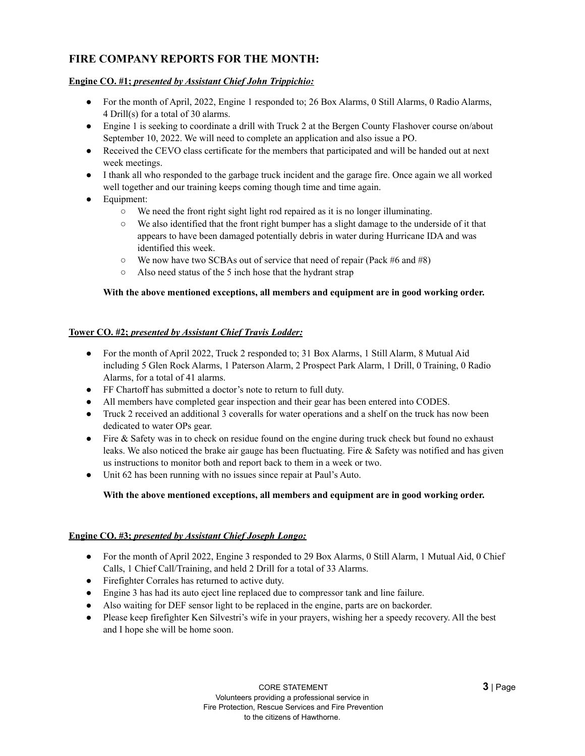## FIRE COMPANY REPORTS FOR THE MONTH:

**Engine CO. #1; *presented by Assistant Chief John Trippichio:***

- For the month of April, 2022, Engine 1 responded to; 26 Box Alarms, 0 Still Alarms, 0 Radio Alarms, 4 Drill(s) for a total of 30 alarms.
- Engine 1 is seeking to coordinate a drill with Truck 2 at the Bergen County Flashover course on/about September 10, 2022. We will need to complete an application and also issue a PO.
- Received the CEVO class certificate for the members that participated and will be handed out at next week meetings.
- I thank all who responded to the garbage truck incident and the garage fire. Once again we all worked well together and our training keeps coming though time and time again.
- Equipment:
  - We need the front right sight light rod repaired as it is no longer illuminating.
  - We also identified that the front right bumper has a slight damage to the underside of it that appears to have been damaged potentially debris in water during Hurricane IDA and was identified this week.
  - We now have two SCBAs out of service that need of repair (Pack #6 and #8)
  - Also need status of the 5 inch hose that the hydrant strap

**With the above mentioned exceptions, all members and equipment are in good working order.**

**Tower CO. #2; *presented by Assistant Chief Travis Lodder:***

- For the month of April 2022, Truck 2 responded to; 31 Box Alarms, 1 Still Alarm, 8 Mutual Aid including 5 Glen Rock Alarms, 1 Paterson Alarm, 2 Prospect Park Alarm, 1 Drill, 0 Training, 0 Radio Alarms, for a total of 41 alarms.
- FF Chartoff has submitted a doctor's note to return to full duty.
- All members have completed gear inspection and their gear has been entered into CODES.
- Truck 2 received an additional 3 coveralls for water operations and a shelf on the truck has now been dedicated to water OPs gear.
- Fire & Safety was in to check on residue found on the engine during truck check but found no exhaust leaks. We also noticed the brake air gauge has been fluctuating. Fire & Safety was notified and has given us instructions to monitor both and report back to them in a week or two.
- Unit 62 has been running with no issues since repair at Paul's Auto.

**With the above mentioned exceptions, all members and equipment are in good working order.**

**Engine CO. #3; *presented by Assistant Chief Joseph Longo:***

- For the month of April 2022, Engine 3 responded to 29 Box Alarms, 0 Still Alarm, 1 Mutual Aid, 0 Chief Calls, 1 Chief Call/Training, and held 2 Drill for a total of 33 Alarms.
- Firefighter Corrales has returned to active duty.
- Engine 3 has had its auto eject line replaced due to compressor tank and line failure.
- Also waiting for DEF sensor light to be replaced in the engine, parts are on backorder.
- Please keep firefighter Ken Silvestri's wife in your prayers, wishing her a speedy recovery. All the best and I hope she will be home soon.

CORE STATEMENT
Volunteers providing a professional service in
Fire Protection, Rescue Services and Fire Prevention
to the citizens of Hawthorne.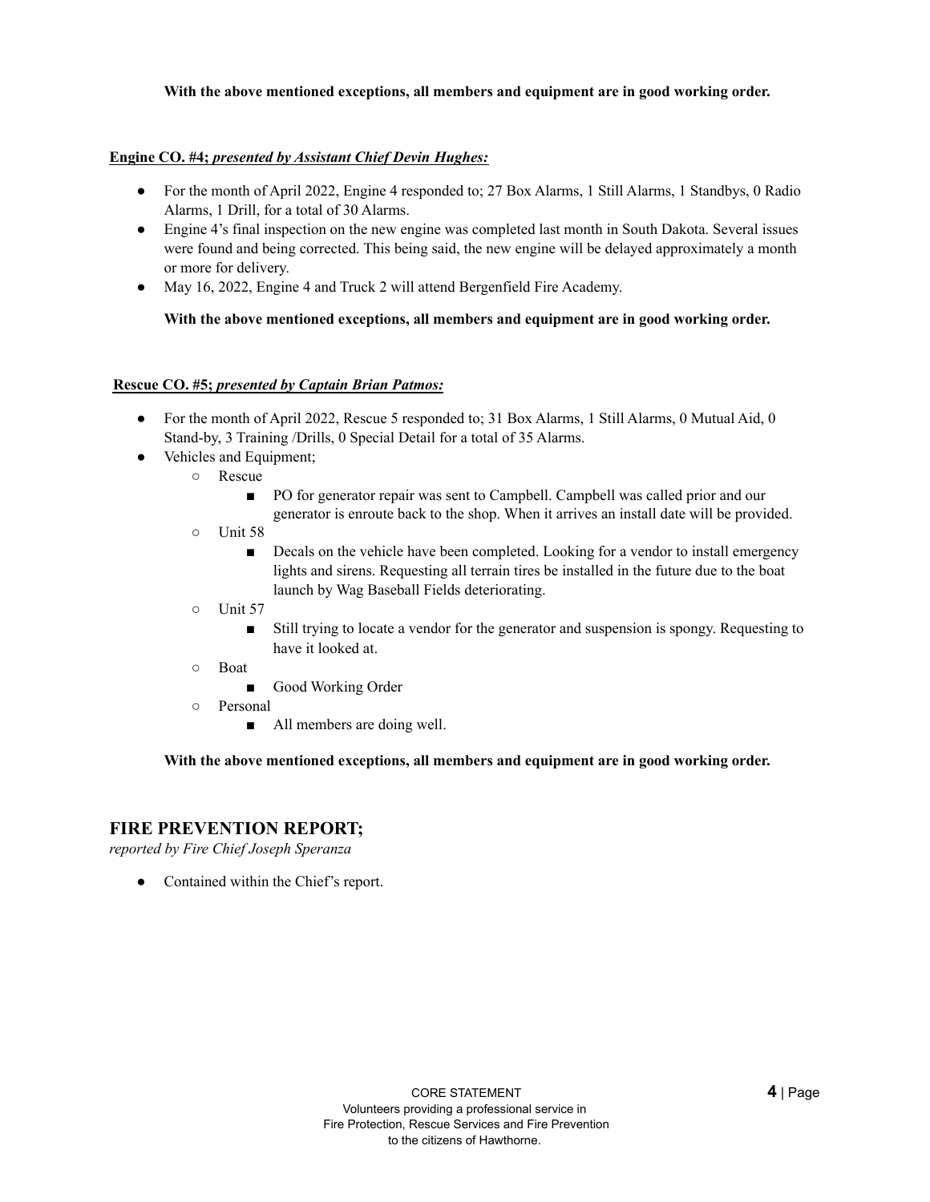**With the above mentioned exceptions, all members and equipment are in good working order.**

**Engine CO. #4; *presented by Assistant Chief Devin Hughes:***

- For the month of April 2022, Engine 4 responded to; 27 Box Alarms, 1 Still Alarms, 1 Standbys, 0 Radio Alarms, 1 Drill, for a total of 30 Alarms.
- Engine 4's final inspection on the new engine was completed last month in South Dakota. Several issues were found and being corrected. This being said, the new engine will be delayed approximately a month or more for delivery.
- May 16, 2022, Engine 4 and Truck 2 will attend Bergenfield Fire Academy.

**With the above mentioned exceptions, all members and equipment are in good working order.**

**Rescue CO. #5; *presented by Captain Brian Patmos:***

- For the month of April 2022, Rescue 5 responded to; 31 Box Alarms, 1 Still Alarms, 0 Mutual Aid, 0 Stand-by, 3 Training /Drills, 0 Special Detail for a total of 35 Alarms.
- Vehicles and Equipment;
  - Rescue
    - PO for generator repair was sent to Campbell. Campbell was called prior and our generator is enroute back to the shop. When it arrives an install date will be provided.
  - Unit 58
    - Decals on the vehicle have been completed. Looking for a vendor to install emergency lights and sirens. Requesting all terrain tires be installed in the future due to the boat launch by Wag Baseball Fields deteriorating.
  - Unit 57
    - Still trying to locate a vendor for the generator and suspension is spongy. Requesting to have it looked at.
  - Boat
    - Good Working Order
  - Personal
    - All members are doing well.

**With the above mentioned exceptions, all members and equipment are in good working order.**

## FIRE PREVENTION REPORT;

*reported by Fire Chief Joseph Speranza*

- Contained within the Chief's report.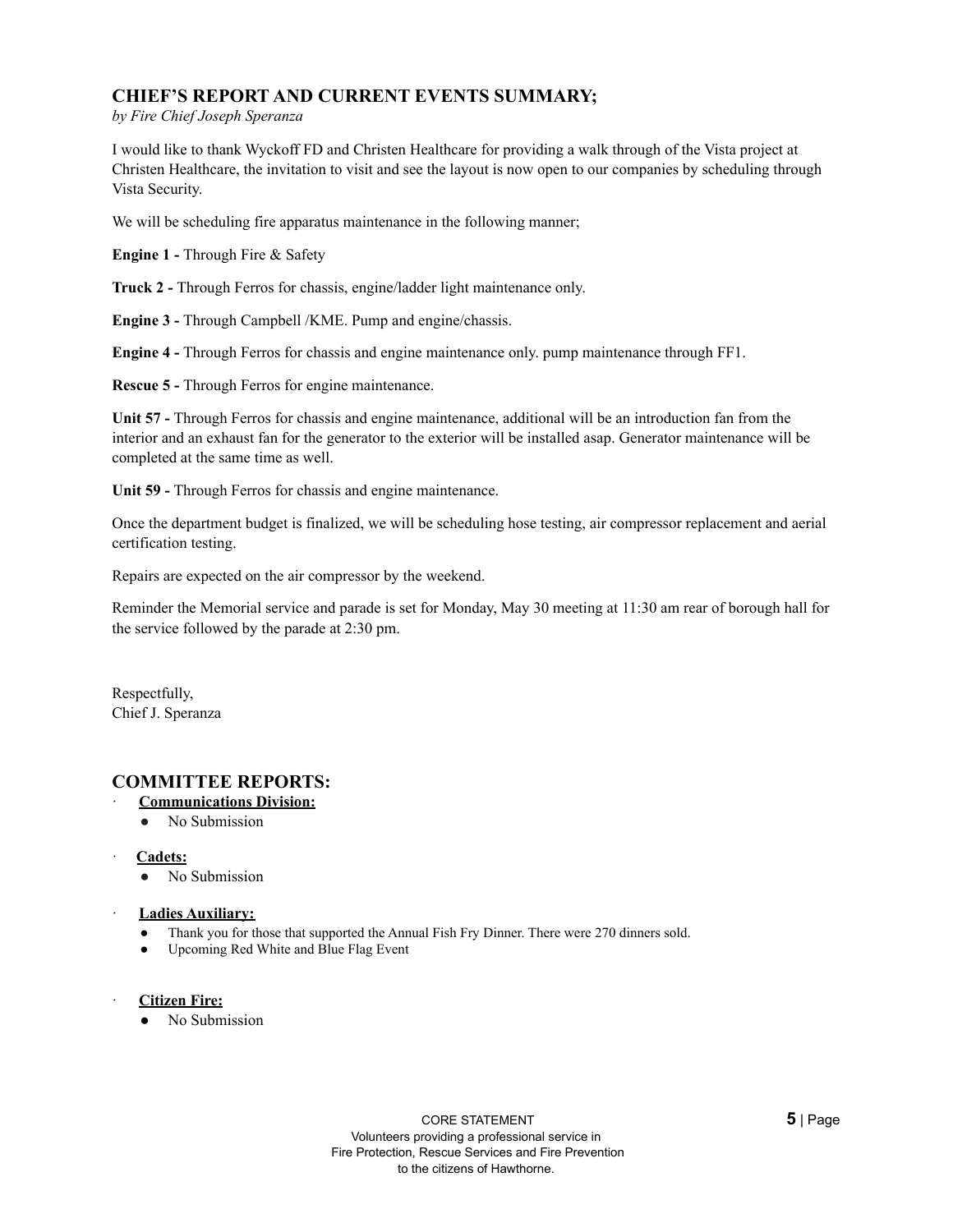## CHIEF'S REPORT AND CURRENT EVENTS SUMMARY;

*by Fire Chief Joseph Speranza*

I would like to thank Wyckoff FD and Christen Healthcare for providing a walk through of the Vista project at Christen Healthcare, the invitation to visit and see the layout is now open to our companies by scheduling through Vista Security.

We will be scheduling fire apparatus maintenance in the following manner;

**Engine 1 -** Through Fire & Safety

**Truck 2 -** Through Ferros for chassis, engine/ladder light maintenance only.

**Engine 3 -** Through Campbell /KME. Pump and engine/chassis.

**Engine 4 -** Through Ferros for chassis and engine maintenance only. pump maintenance through FF1.

**Rescue 5 -** Through Ferros for engine maintenance.

**Unit 57 -** Through Ferros for chassis and engine maintenance, additional will be an introduction fan from the interior and an exhaust fan for the generator to the exterior will be installed asap. Generator maintenance will be completed at the same time as well.

**Unit 59 -** Through Ferros for chassis and engine maintenance.

Once the department budget is finalized, we will be scheduling hose testing, air compressor replacement and aerial certification testing.

Repairs are expected on the air compressor by the weekend.

Reminder the Memorial service and parade is set for Monday, May 30 meeting at 11:30 am rear of borough hall for the service followed by the parade at 2:30 pm.

Respectfully,
Chief J. Speranza

## COMMITTEE REPORTS:

- **Communications Division:**
  - No Submission
- **Cadets:**
  - No Submission
- **Ladies Auxiliary:**
  - Thank you for those that supported the Annual Fish Fry Dinner. There were 270 dinners sold.
  - Upcoming Red White and Blue Flag Event
- **Citizen Fire:**
  - No Submission

CORE STATEMENT
Volunteers providing a professional service in
Fire Protection, Rescue Services and Fire Prevention
to the citizens of Hawthorne.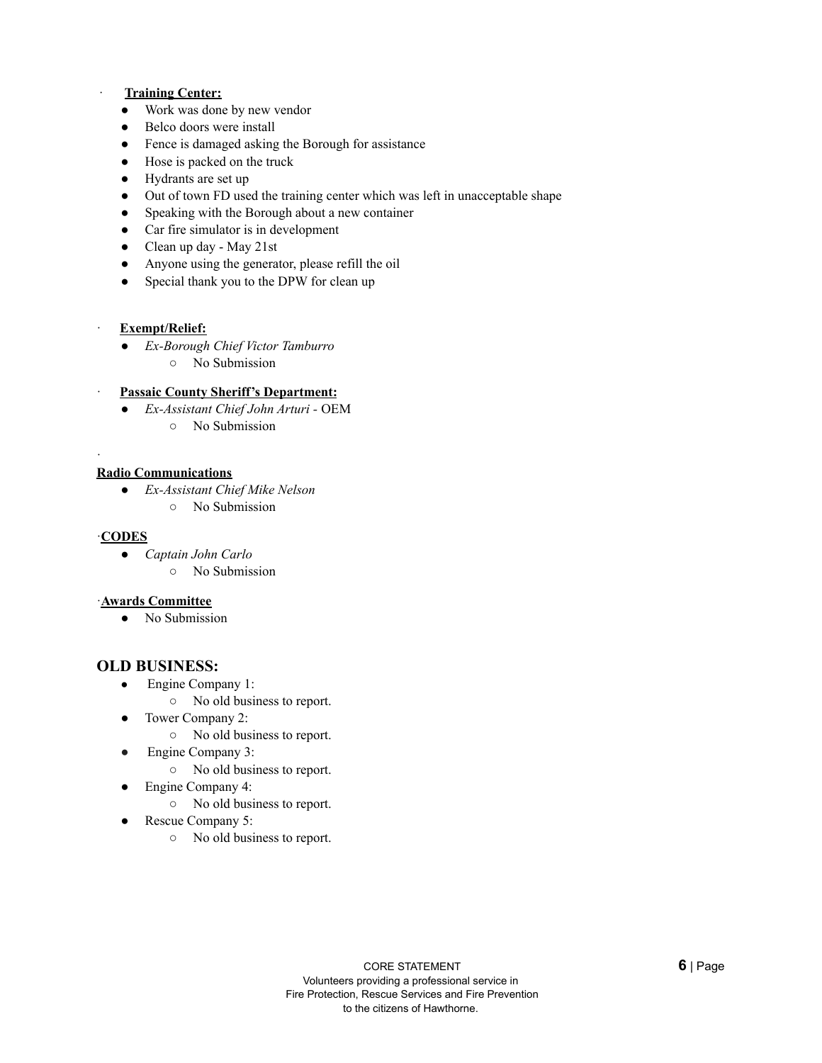- **Training Center:**
  - Work was done by new vendor
  - Belco doors were install
  - Fence is damaged asking the Borough for assistance
  - Hose is packed on the truck
  - Hydrants are set up
  - Out of town FD used the training center which was left in unacceptable shape
  - Speaking with the Borough about a new container
  - Car fire simulator is in development
  - Clean up day - May 21st
  - Anyone using the generator, please refill the oil
  - Special thank you to the DPW for clean up

- **Exempt/Relief:**
  - *Ex-Borough Chief Victor Tamburro*
    - No Submission

- **Passaic County Sheriff's Department:**
  - *Ex-Assistant Chief John Arturi* - OEM
    - No Submission

**Radio Communications**

- *Ex-Assistant Chief Mike Nelson*
  - No Submission

**CODES**

- *Captain John Carlo*
  - No Submission

**Awards Committee**

- No Submission

## OLD BUSINESS:

- Engine Company 1:
  - No old business to report.
- Tower Company 2:
  - No old business to report.
- Engine Company 3:
  - No old business to report.
- Engine Company 4:
  - No old business to report.
- Rescue Company 5:
  - No old business to report.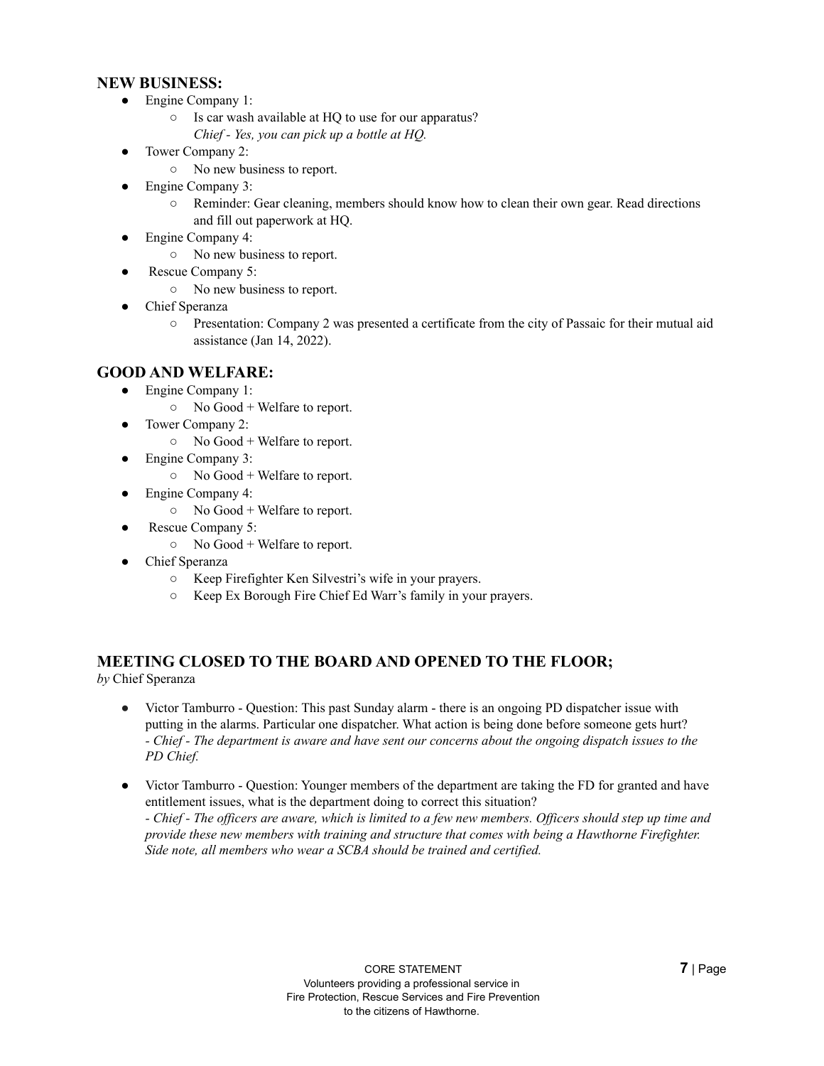## NEW BUSINESS:

- Engine Company 1:
  - Is car wash available at HQ to use for our apparatus?
    *Chief - Yes, you can pick up a bottle at HQ.*
- Tower Company 2:
  - No new business to report.
- Engine Company 3:
  - Reminder: Gear cleaning, members should know how to clean their own gear. Read directions and fill out paperwork at HQ.
- Engine Company 4:
  - No new business to report.
- Rescue Company 5:
  - No new business to report.
- Chief Speranza
  - Presentation: Company 2 was presented a certificate from the city of Passaic for their mutual aid assistance (Jan 14, 2022).

## GOOD AND WELFARE:

- Engine Company 1:
  - No Good + Welfare to report.
- Tower Company 2:
  - No Good + Welfare to report.
- Engine Company 3:
  - No Good + Welfare to report.
- Engine Company 4:
  - No Good + Welfare to report.
- Rescue Company 5:
  - No Good + Welfare to report.
- Chief Speranza
  - Keep Firefighter Ken Silvestri's wife in your prayers.
  - Keep Ex Borough Fire Chief Ed Warr's family in your prayers.

## MEETING CLOSED TO THE BOARD AND OPENED TO THE FLOOR;

*by* Chief Speranza

- Victor Tamburro - Question: This past Sunday alarm - there is an ongoing PD dispatcher issue with putting in the alarms. Particular one dispatcher. What action is being done before someone gets hurt?
  *- Chief - The department is aware and have sent our concerns about the ongoing dispatch issues to the PD Chief.*

- Victor Tamburro - Question: Younger members of the department are taking the FD for granted and have entitlement issues, what is the department doing to correct this situation?
  *- Chief - The officers are aware, which is limited to a few new members. Officers should step up time and provide these new members with training and structure that comes with being a Hawthorne Firefighter. Side note, all members who wear a SCBA should be trained and certified.*

CORE STATEMENT
Volunteers providing a professional service in
Fire Protection, Rescue Services and Fire Prevention
to the citizens of Hawthorne.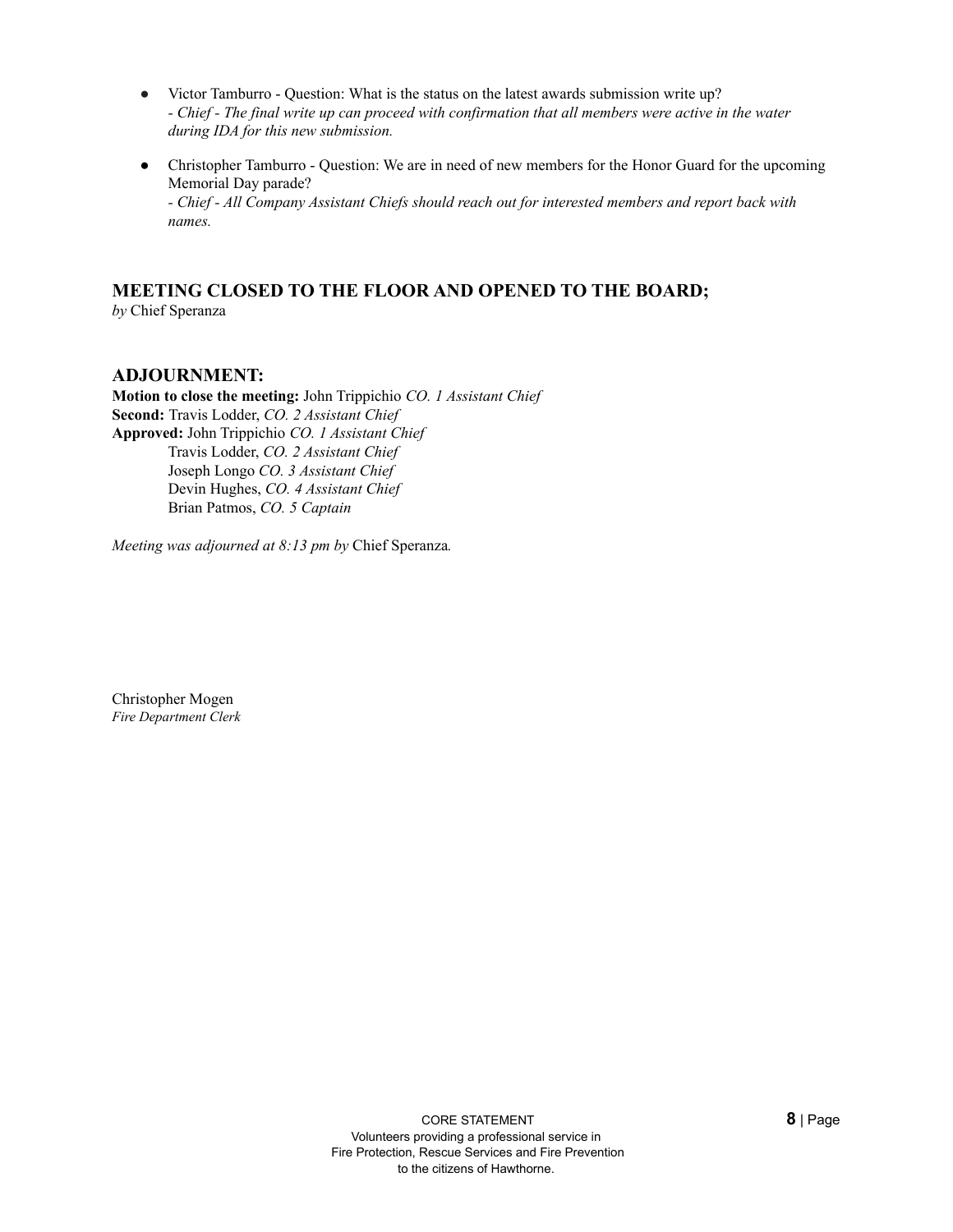- Victor Tamburro - Question: What is the status on the latest awards submission write up?
  *- Chief - The final write up can proceed with confirmation that all members were active in the water during IDA for this new submission.*

- Christopher Tamburro - Question: We are in need of new members for the Honor Guard for the upcoming Memorial Day parade?
  *- Chief - All Company Assistant Chiefs should reach out for interested members and report back with names.*

## MEETING CLOSED TO THE FLOOR AND OPENED TO THE BOARD;

*by* Chief Speranza

## ADJOURNMENT:

**Motion to close the meeting:** John Trippichio *CO. 1 Assistant Chief*
**Second:** Travis Lodder, *CO. 2 Assistant Chief*
**Approved:** John Trippichio *CO. 1 Assistant Chief*
Travis Lodder, *CO. 2 Assistant Chief*
Joseph Longo *CO. 3 Assistant Chief*
Devin Hughes, *CO. 4 Assistant Chief*
Brian Patmos, *CO. 5 Captain*

*Meeting was adjourned at 8:13 pm by* Chief Speranza*.*

Christopher Mogen
*Fire Department Clerk*

CORE STATEMENT
Volunteers providing a professional service in
Fire Protection, Rescue Services and Fire Prevention
to the citizens of Hawthorne.